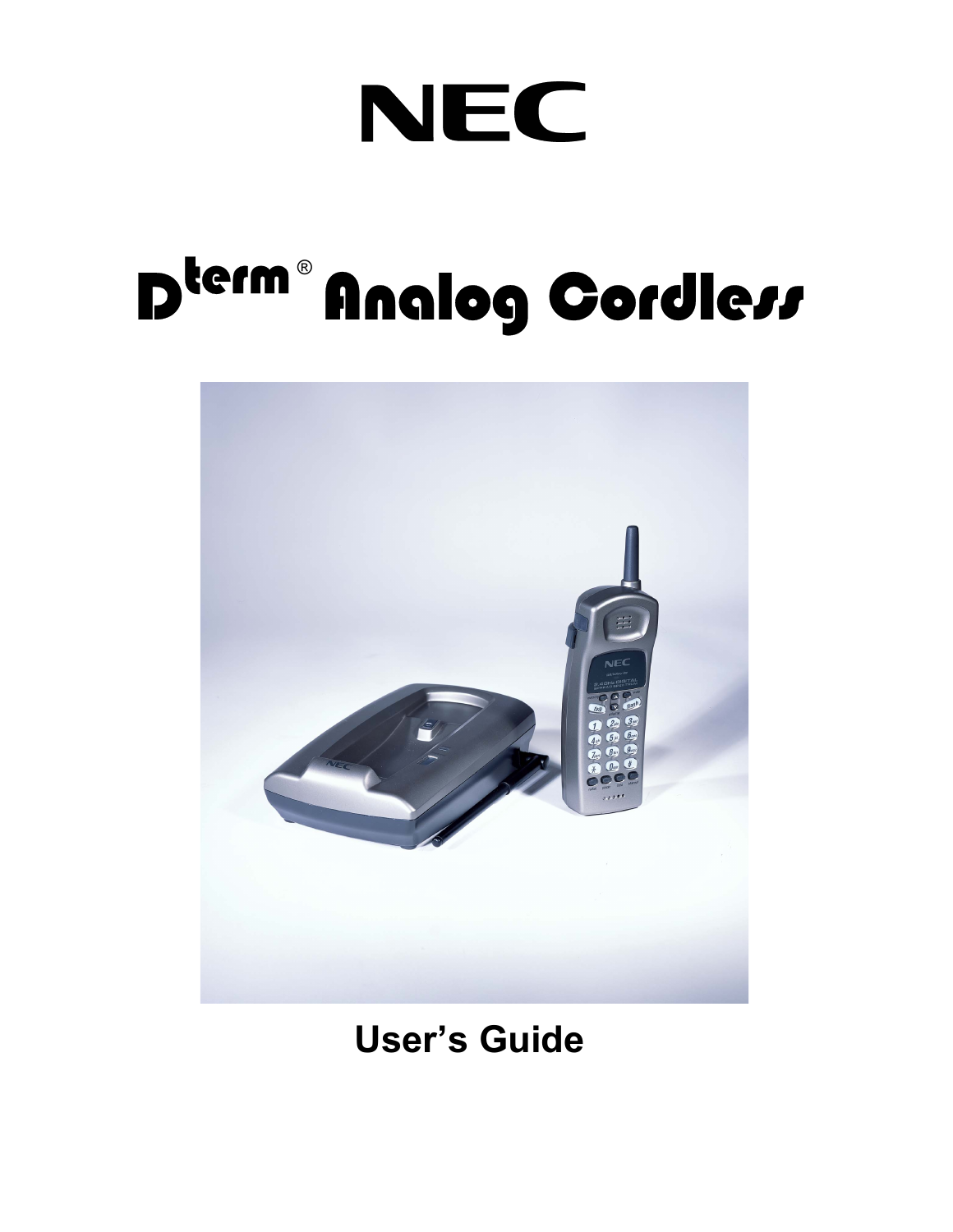# NEC

# Dterm® Analog Cordless

## User's Guide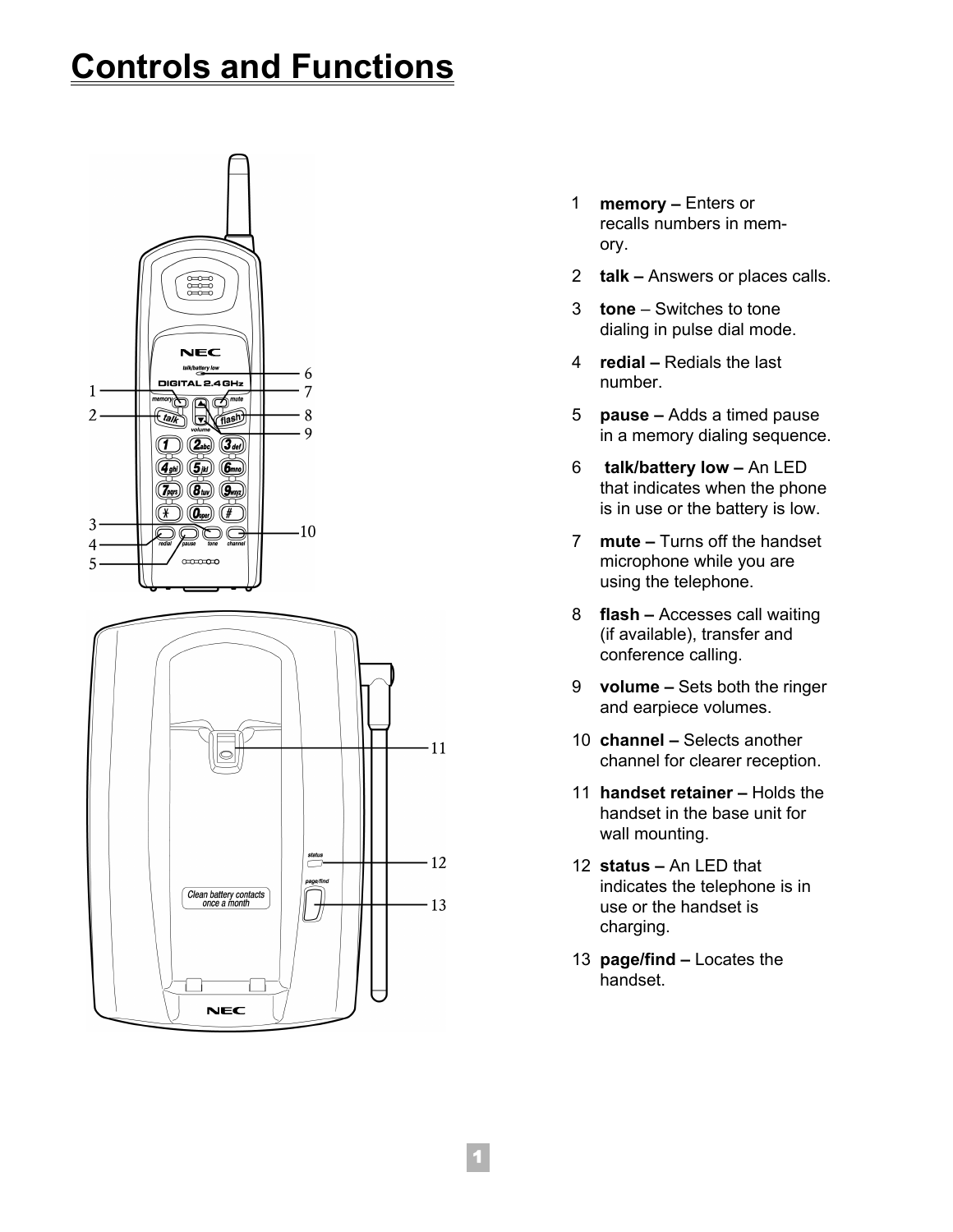# Controls and Functions

1. **memory –** Enters or recalls numbers in memory.
2. **talk –** Answers or places calls.
3. **tone** – Switches to tone dialing in pulse dial mode.
4. **redial –** Redials the last number.
5. **pause –** Adds a timed pause in a memory dialing sequence.
6. **talk/battery low –** An LED that indicates when the phone is in use or the battery is low.
7. **mute –** Turns off the handset microphone while you are using the telephone.
8. **flash –** Accesses call waiting (if available), transfer and conference calling.
9. **volume –** Sets both the ringer and earpiece volumes.
10. **channel –** Selects another channel for clearer reception.
11. **handset retainer –** Holds the handset in the base unit for wall mounting.
12. **status –** An LED that indicates the telephone is in use or the handset is charging.
13. **page/find –** Locates the handset.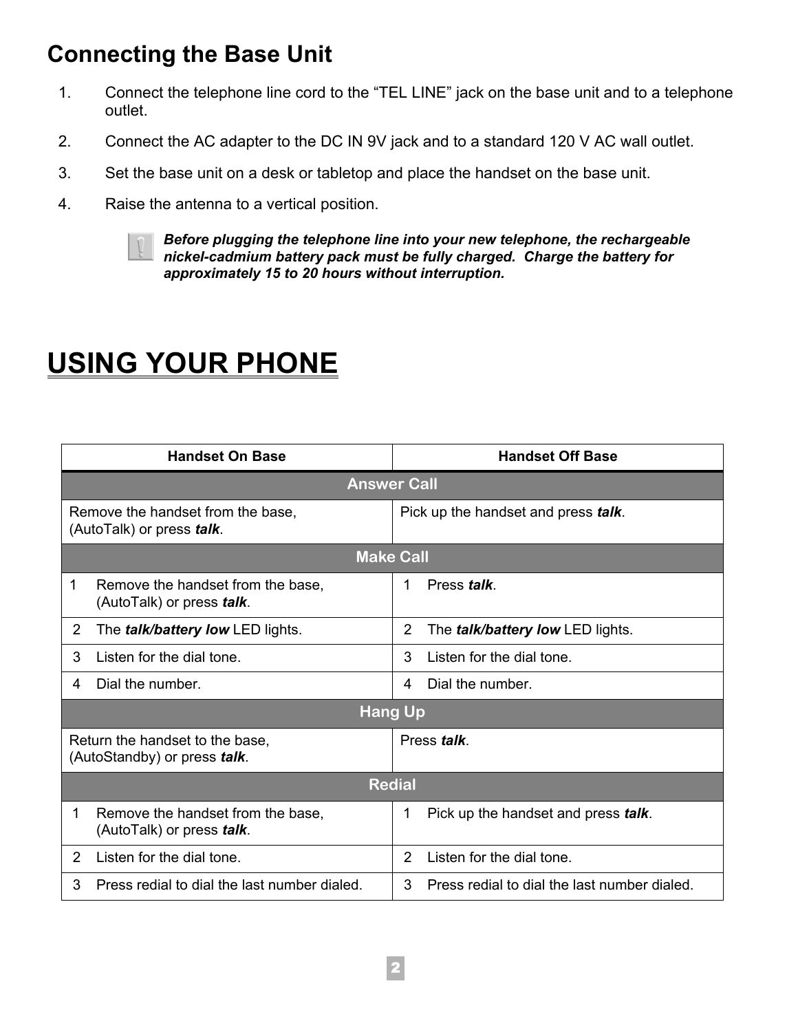## Connecting the Base Unit

1. Connect the telephone line cord to the “TEL LINE” jack on the base unit and to a telephone outlet.
2. Connect the AC adapter to the DC IN 9V jack and to a standard 120 V AC wall outlet.
3. Set the base unit on a desk or tabletop and place the handset on the base unit.
4. Raise the antenna to a vertical position.

***Before plugging the telephone line into your new telephone, the rechargeable nickel-cadmium battery pack must be fully charged. Charge the battery for approximately 15 to 20 hours without interruption.***

# USING YOUR PHONE

| Handset On Base | Handset Off Base |
|---|---|
| **Answer Call** | |
| Remove the handset from the base, (AutoTalk) or press ***talk***. | Pick up the handset and press ***talk***. |
| **Make Call** | |
| 1 Remove the handset from the base, (AutoTalk) or press ***talk***. | 1 Press ***talk***. |
| 2 The ***talk/battery low*** LED lights. | 2 The ***talk/battery low*** LED lights. |
| 3 Listen for the dial tone. | 3 Listen for the dial tone. |
| 4 Dial the number. | 4 Dial the number. |
| **Hang Up** | |
| Return the handset to the base, (AutoStandby) or press ***talk***. | Press ***talk***. |
| **Redial** | |
| 1 Remove the handset from the base, (AutoTalk) or press ***talk***. | 1 Pick up the handset and press ***talk***. |
| 2 Listen for the dial tone. | 2 Listen for the dial tone. |
| 3 Press redial to dial the last number dialed. | 3 Press redial to dial the last number dialed. |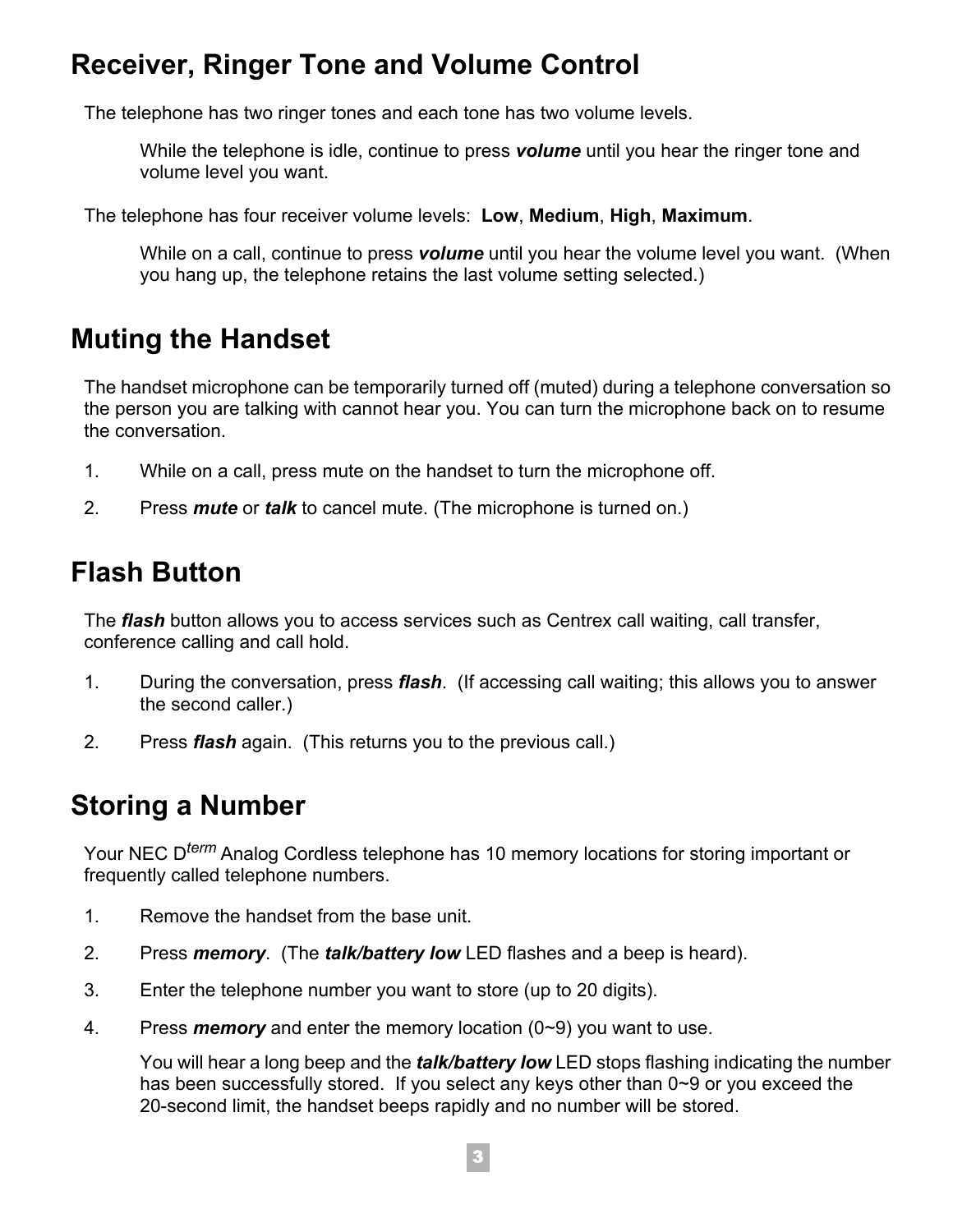## Receiver, Ringer Tone and Volume Control

The telephone has two ringer tones and each tone has two volume levels.

While the telephone is idle, continue to press ***volume*** until you hear the ringer tone and volume level you want.

The telephone has four receiver volume levels: **Low**, **Medium**, **High**, **Maximum**.

While on a call, continue to press ***volume*** until you hear the volume level you want. (When you hang up, the telephone retains the last volume setting selected.)

## Muting the Handset

The handset microphone can be temporarily turned off (muted) during a telephone conversation so the person you are talking with cannot hear you. You can turn the microphone back on to resume the conversation.

1. While on a call, press mute on the handset to turn the microphone off.
2. Press ***mute*** or ***talk*** to cancel mute. (The microphone is turned on.)

## Flash Button

The ***flash*** button allows you to access services such as Centrex call waiting, call transfer, conference calling and call hold.

1. During the conversation, press ***flash***. (If accessing call waiting; this allows you to answer the second caller.)
2. Press ***flash*** again. (This returns you to the previous call.)

## Storing a Number

Your NEC D[term] Analog Cordless telephone has 10 memory locations for storing important or frequently called telephone numbers.

1. Remove the handset from the base unit.
2. Press ***memory***. (The ***talk/battery low*** LED flashes and a beep is heard).
3. Enter the telephone number you want to store (up to 20 digits).
4. Press ***memory*** and enter the memory location (0~9) you want to use.

   You will hear a long beep and the ***talk/battery low*** LED stops flashing indicating the number has been successfully stored. If you select any keys other than 0~9 or you exceed the 20-second limit, the handset beeps rapidly and no number will be stored.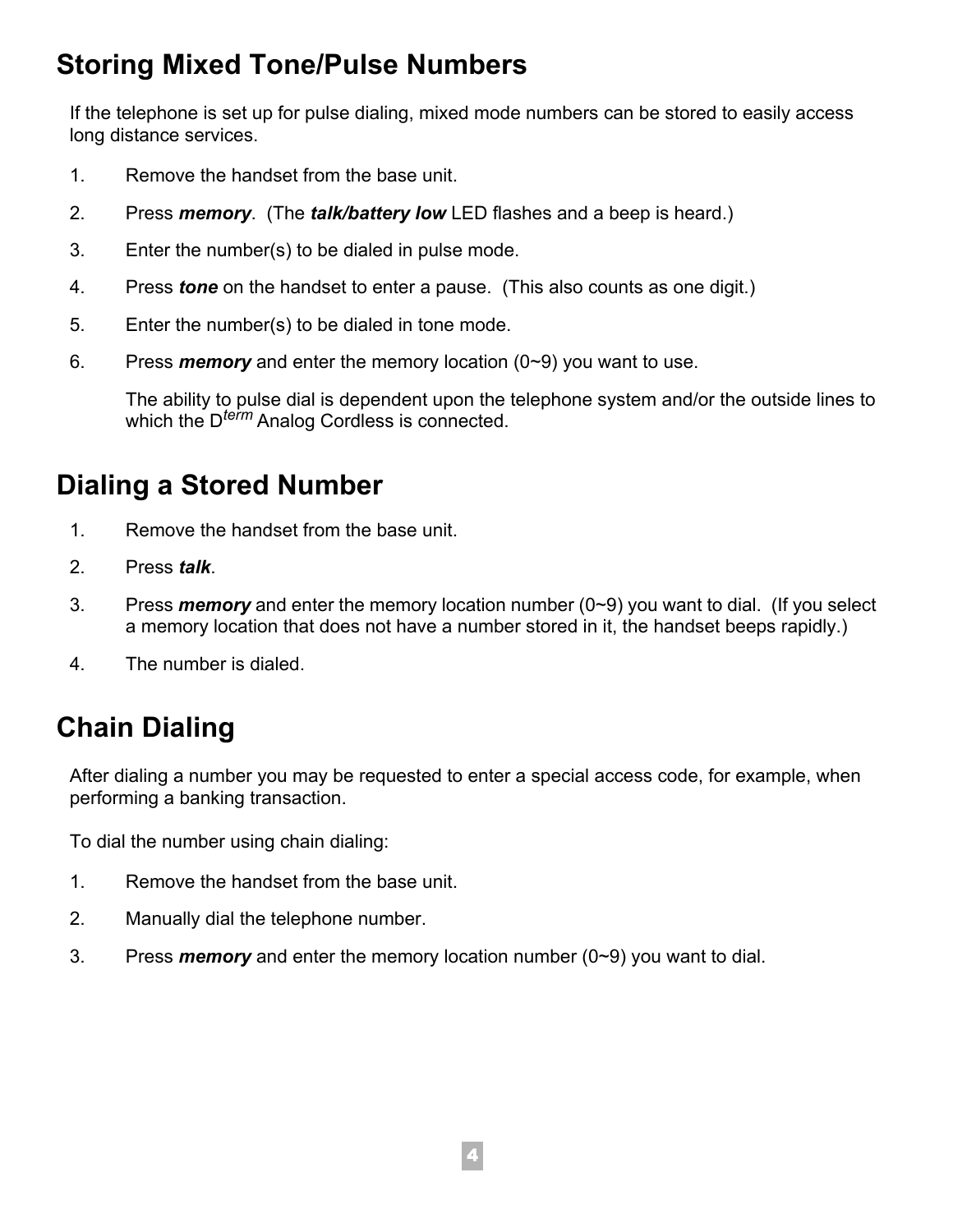## Storing Mixed Tone/Pulse Numbers

If the telephone is set up for pulse dialing, mixed mode numbers can be stored to easily access long distance services.

1. Remove the handset from the base unit.
2. Press ***memory***. (The ***talk/battery low*** LED flashes and a beep is heard.)
3. Enter the number(s) to be dialed in pulse mode.
4. Press ***tone*** on the handset to enter a pause. (This also counts as one digit.)
5. Enter the number(s) to be dialed in tone mode.
6. Press ***memory*** and enter the memory location (0~9) you want to use.

   The ability to pulse dial is dependent upon the telephone system and/or the outside lines to which the D*term* Analog Cordless is connected.

## Dialing a Stored Number

1. Remove the handset from the base unit.
2. Press ***talk***.
3. Press ***memory*** and enter the memory location number (0~9) you want to dial. (If you select a memory location that does not have a number stored in it, the handset beeps rapidly.)
4. The number is dialed.

## Chain Dialing

After dialing a number you may be requested to enter a special access code, for example, when performing a banking transaction.

To dial the number using chain dialing:

1. Remove the handset from the base unit.
2. Manually dial the telephone number.
3. Press ***memory*** and enter the memory location number (0~9) you want to dial.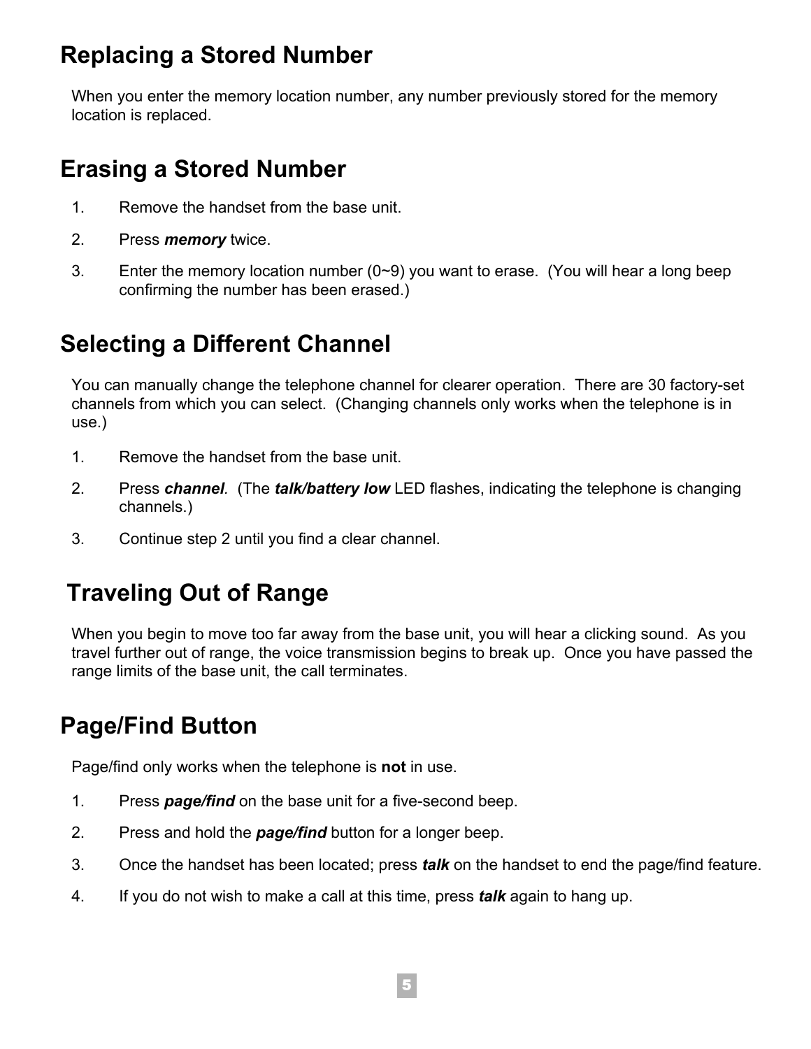## Replacing a Stored Number

When you enter the memory location number, any number previously stored for the memory location is replaced.

## Erasing a Stored Number

1. Remove the handset from the base unit.
2. Press ***memory*** twice.
3. Enter the memory location number (0~9) you want to erase. (You will hear a long beep confirming the number has been erased.)

## Selecting a Different Channel

You can manually change the telephone channel for clearer operation. There are 30 factory-set channels from which you can select. (Changing channels only works when the telephone is in use.)

1. Remove the handset from the base unit.
2. Press ***channel***. (The ***talk/battery low*** LED flashes, indicating the telephone is changing channels.)
3. Continue step 2 until you find a clear channel.

## Traveling Out of Range

When you begin to move too far away from the base unit, you will hear a clicking sound. As you travel further out of range, the voice transmission begins to break up. Once you have passed the range limits of the base unit, the call terminates.

## Page/Find Button

Page/find only works when the telephone is **not** in use.

1. Press ***page/find*** on the base unit for a five-second beep.
2. Press and hold the ***page/find*** button for a longer beep.
3. Once the handset has been located; press ***talk*** on the handset to end the page/find feature.
4. If you do not wish to make a call at this time, press ***talk*** again to hang up.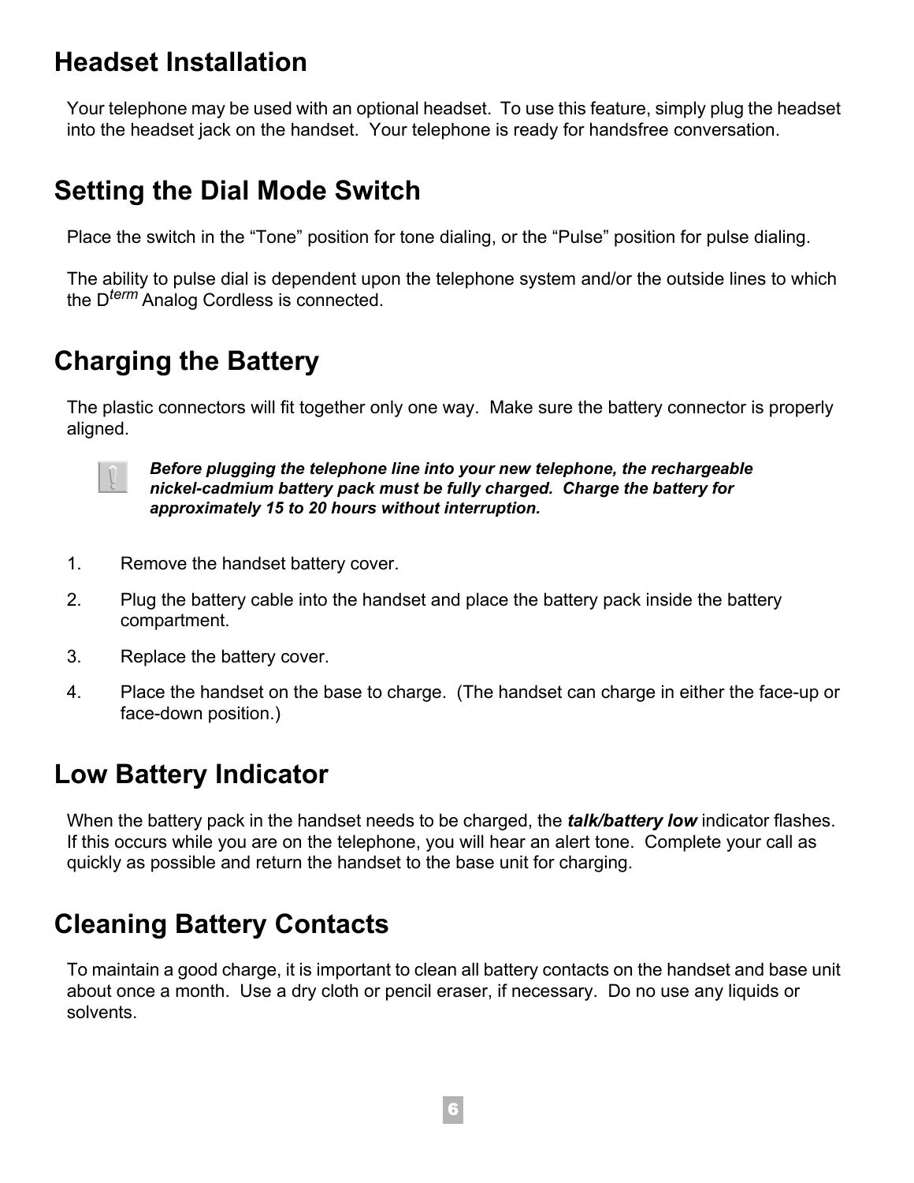## Headset Installation

Your telephone may be used with an optional headset. To use this feature, simply plug the headset into the headset jack on the handset. Your telephone is ready for handsfree conversation.

## Setting the Dial Mode Switch

Place the switch in the “Tone” position for tone dialing, or the “Pulse” position for pulse dialing.

The ability to pulse dial is dependent upon the telephone system and/or the outside lines to which the D*term* Analog Cordless is connected.

## Charging the Battery

The plastic connectors will fit together only one way. Make sure the battery connector is properly aligned.

***Before plugging the telephone line into your new telephone, the rechargeable nickel-cadmium battery pack must be fully charged. Charge the battery for approximately 15 to 20 hours without interruption.***

1. Remove the handset battery cover.
2. Plug the battery cable into the handset and place the battery pack inside the battery compartment.
3. Replace the battery cover.
4. Place the handset on the base to charge. (The handset can charge in either the face-up or face-down position.)

## Low Battery Indicator

When the battery pack in the handset needs to be charged, the ***talk/battery low*** indicator flashes. If this occurs while you are on the telephone, you will hear an alert tone. Complete your call as quickly as possible and return the handset to the base unit for charging.

## Cleaning Battery Contacts

To maintain a good charge, it is important to clean all battery contacts on the handset and base unit about once a month. Use a dry cloth or pencil eraser, if necessary. Do no use any liquids or solvents.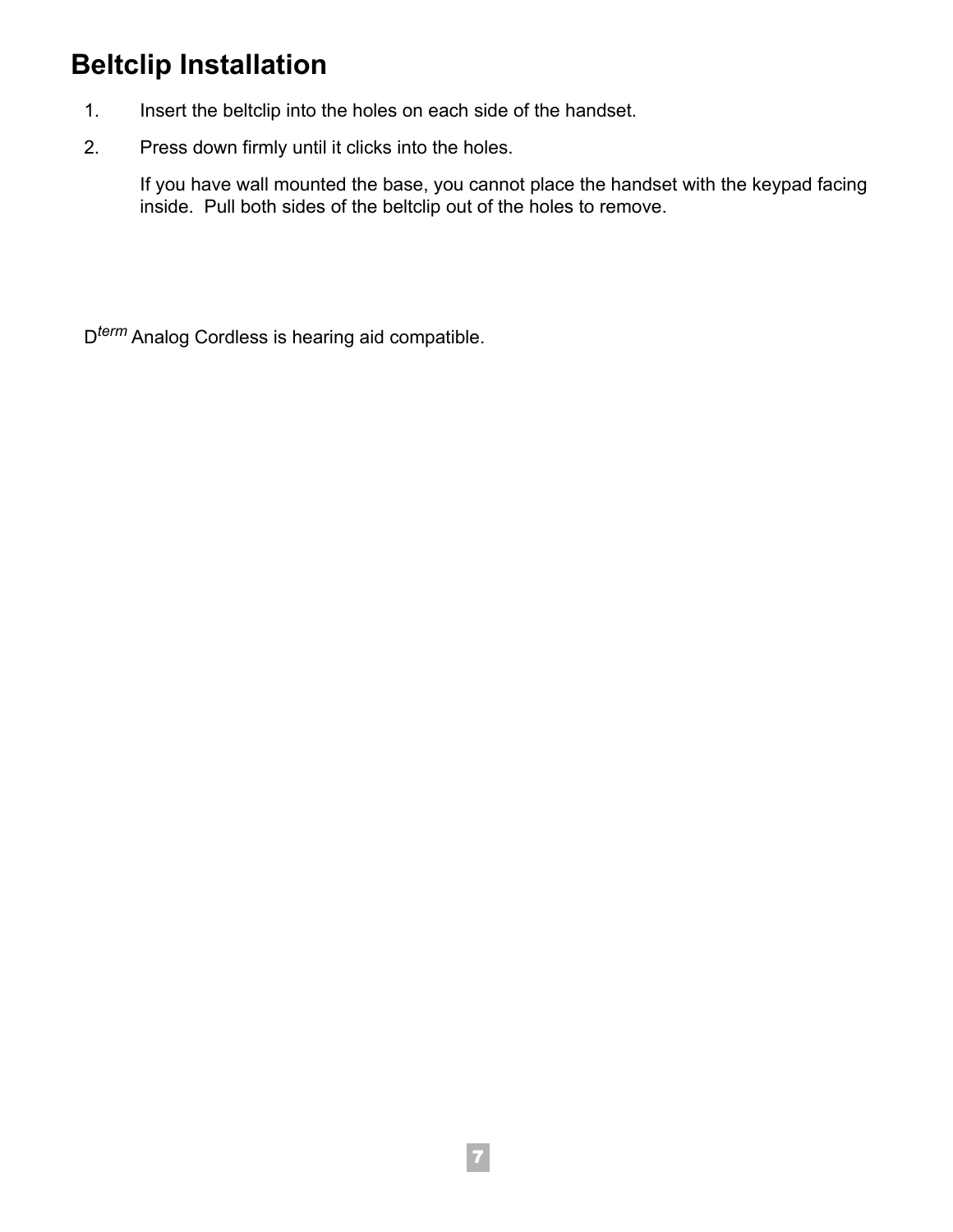# Beltclip Installation

1. Insert the beltclip into the holes on each side of the handset.
2. Press down firmly until it clicks into the holes.

   If you have wall mounted the base, you cannot place the handset with the keypad facing inside. Pull both sides of the beltclip out of the holes to remove.

D*term* Analog Cordless is hearing aid compatible.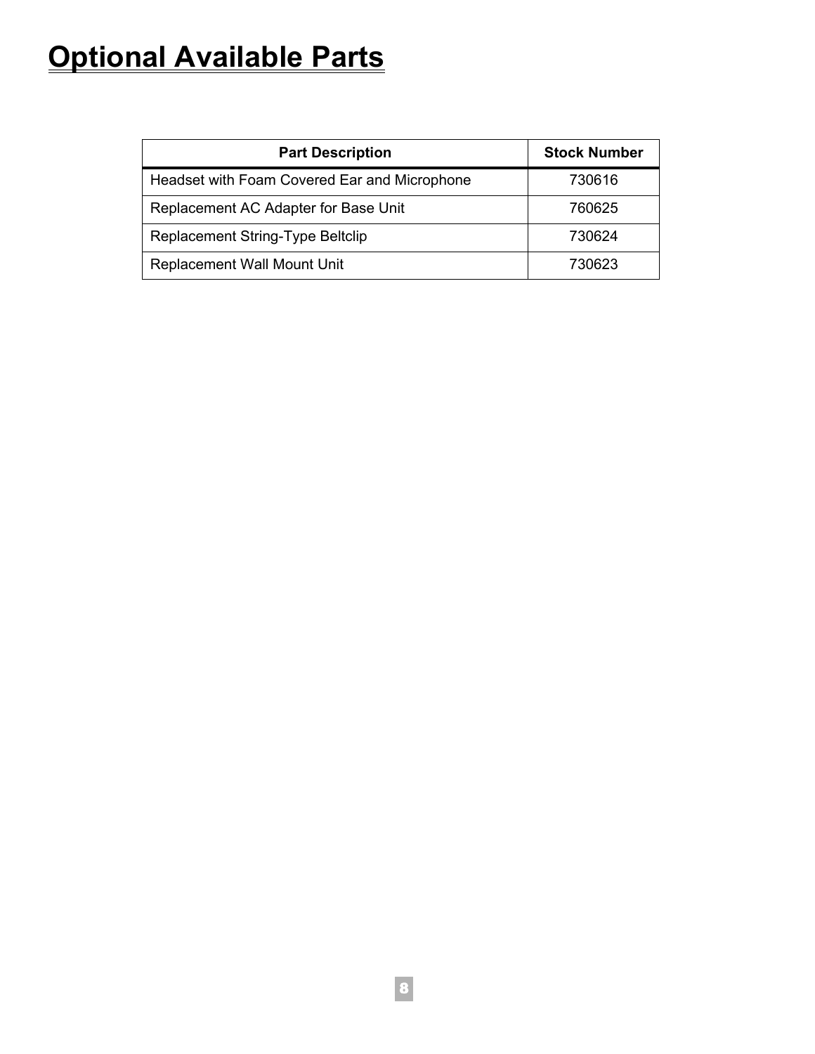# Optional Available Parts

| Part Description | Stock Number |
|---|---|
| Headset with Foam Covered Ear and Microphone | 730616 |
| Replacement AC Adapter for Base Unit | 760625 |
| Replacement String-Type Beltclip | 730624 |
| Replacement Wall Mount Unit | 730623 |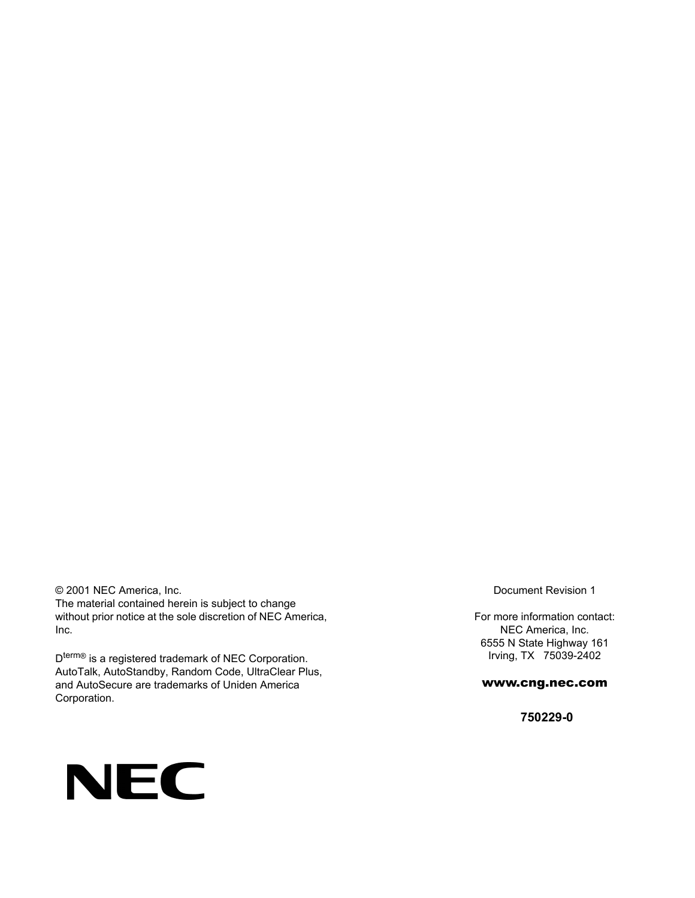© 2001 NEC America, Inc.
The material contained herein is subject to change without prior notice at the sole discretion of NEC America, Inc.

D[term®] is a registered trademark of NEC Corporation. AutoTalk, AutoStandby, Random Code, UltraClear Plus, and AutoSecure are trademarks of Uniden America Corporation.

Document Revision 1

For more information contact:
NEC America, Inc.
6555 N State Highway 161
Irving, TX 75039-2402

**www.cng.nec.com**

**750229-0**

NEC